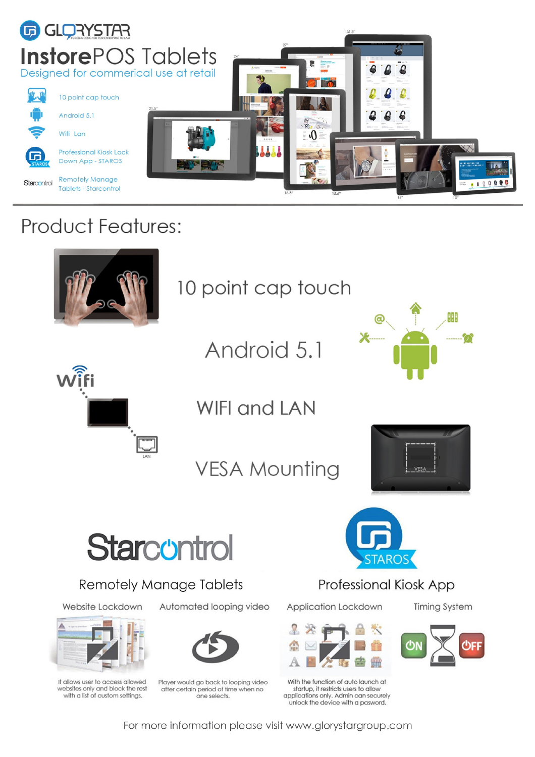# GLORYSTAR

SCREENS DESIGNED FOR ENTERPRISE TO LAST

# InstorePOS Tablets

Designed for commercial use at retail

- 10 point cap touch
- Android 5.1
- Wifi Lan
- Professional Kiosk Lock Down App - STAROS
- Remotely Manage Tablets - Starcontrol

31.5" 27" 24" 21.5" 18.5" 15.6" 14" 10"

## Product Features:

10 point cap touch

Android 5.1

WIFI and LAN

VESA Mounting

### Starcontrol

Remotely Manage Tablets

**Website Lockdown**

It allows user to access allowed websites only and block the rest with a list of custom settings.

**Automated looping video**

Player would go back to looping video after certain period of time when no one selects.

### STAROS

Professional Kiosk App

**Application Lockdown**

With the function of auto launch at startup, it restricts users to allow applications only. Admin can securely unlock the device with a pasword.

**Timing System**

For more information please visit www.glorystargroup.com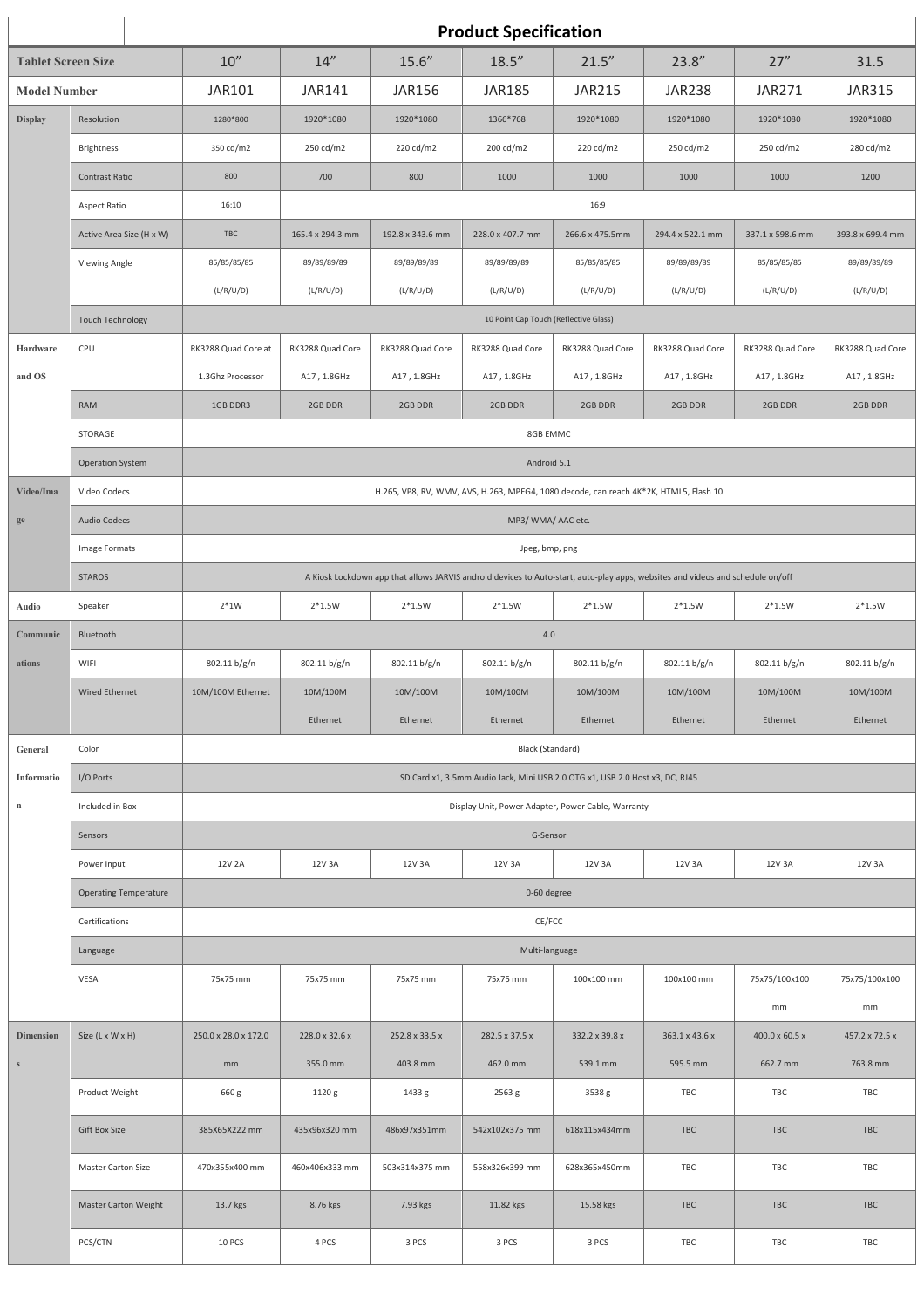# Product Specification

| | | | | | | | | | |
|---|---|---|---|---|---|---|---|---|---|
| **Tablet Screen Size** | | 10″ | 14″ | 15.6″ | 18.5″ | 21.5″ | 23.8″ | 27″ | 31.5 |
| **Model Number** | | JAR101 | JAR141 | JAR156 | JAR185 | JAR215 | JAR238 | JAR271 | JAR315 |
| **Display** | Resolution | 1280*800 | 1920*1080 | 1920*1080 | 1366*768 | 1920*1080 | 1920*1080 | 1920*1080 | 1920*1080 |
| | Brightness | 350 cd/m2 | 250 cd/m2 | 220 cd/m2 | 200 cd/m2 | 220 cd/m2 | 250 cd/m2 | 250 cd/m2 | 280 cd/m2 |
| | Contrast Ratio | 800 | 700 | 800 | 1000 | 1000 | 1000 | 1000 | 1200 |
| | Aspect Ratio | 16:10 | 16:9 | | | | | | |
| | Active Area Size (H x W) | TBC | 165.4 x 294.3 mm | 192.8 x 343.6 mm | 228.0 x 407.7 mm | 266.6 x 475.5mm | 294.4 x 522.1 mm | 337.1 x 598.6 mm | 393.8 x 699.4 mm |
| | Viewing Angle | 85/85/85/85 (L/R/U/D) | 89/89/89/89 (L/R/U/D) | 89/89/89/89 (L/R/U/D) | 89/89/89/89 (L/R/U/D) | 85/85/85/85 (L/R/U/D) | 89/89/89/89 (L/R/U/D) | 85/85/85/85 (L/R/U/D) | 89/89/89/89 (L/R/U/D) |
| | Touch Technology | 10 Point Cap Touch (Reflective Glass) | | | | | | | |
| **Hardware and OS** | CPU | RK3288 Quad Core at 1.3Ghz Processor | RK3288 Quad Core A17 , 1.8GHz | RK3288 Quad Core A17 , 1.8GHz | RK3288 Quad Core A17 , 1.8GHz | RK3288 Quad Core A17 , 1.8GHz | RK3288 Quad Core A17 , 1.8GHz | RK3288 Quad Core A17 , 1.8GHz | RK3288 Quad Core A17 , 1.8GHz |
| | RAM | 1GB DDR3 | 2GB DDR | 2GB DDR | 2GB DDR | 2GB DDR | 2GB DDR | 2GB DDR | 2GB DDR |
| | STORAGE | 8GB EMMC | | | | | | | |
| | Operation System | Android 5.1 | | | | | | | |
| **Video/Image** | Video Codecs | H.265, VP8, RV, WMV, AVS, H.263, MPEG4, 1080 decode, can reach 4K*2K, HTML5, Flash 10 | | | | | | | |
| | Audio Codecs | MP3/ WMA/ AAC etc. | | | | | | | |
| | Image Formats | Jpeg, bmp, png | | | | | | | |
| | STAROS | A Kiosk Lockdown app that allows JARVIS android devices to Auto-start, auto-play apps, websites and videos and schedule on/off | | | | | | | |
| **Audio** | Speaker | 2*1W | 2*1.5W | 2*1.5W | 2*1.5W | 2*1.5W | 2*1.5W | 2*1.5W | 2*1.5W |
| **Communications** | Bluetooth | 4.0 | | | | | | | |
| | WIFI | 802.11 b/g/n | 802.11 b/g/n | 802.11 b/g/n | 802.11 b/g/n | 802.11 b/g/n | 802.11 b/g/n | 802.11 b/g/n | 802.11 b/g/n |
| | Wired Ethernet | 10M/100M Ethernet | 10M/100M Ethernet | 10M/100M Ethernet | 10M/100M Ethernet | 10M/100M Ethernet | 10M/100M Ethernet | 10M/100M Ethernet | 10M/100M Ethernet |
| **General Information** | Color | Black (Standard) | | | | | | | |
| | I/O Ports | SD Card x1, 3.5mm Audio Jack, Mini USB 2.0 OTG x1, USB 2.0 Host x3, DC, RJ45 | | | | | | | |
| | Included in Box | Display Unit, Power Adapter, Power Cable, Warranty | | | | | | | |
| | Sensors | G-Sensor | | | | | | | |
| | Power Input | 12V 2A | 12V 3A | 12V 3A | 12V 3A | 12V 3A | 12V 3A | 12V 3A | 12V 3A |
| | Operating Temperature | 0-60 degree | | | | | | | |
| | Certifications | CE/FCC | | | | | | | |
| | Language | Multi-language | | | | | | | |
| | VESA | 75x75 mm | 75x75 mm | 75x75 mm | 75x75 mm | 100x100 mm | 100x100 mm | 75x75/100x100 mm | 75x75/100x100 mm |
| **Dimensions** | Size (L x W x H) | 250.0 x 28.0 x 172.0 mm | 228.0 x 32.6 x 355.0 mm | 252.8 x 33.5 x 403.8 mm | 282.5 x 37.5 x 462.0 mm | 332.2 x 39.8 x 539.1 mm | 363.1 x 43.6 x 595.5 mm | 400.0 x 60.5 x 662.7 mm | 457.2 x 72.5 x 763.8 mm |
| | Product Weight | 660 g | 1120 g | 1433 g | 2563 g | 3538 g | TBC | TBC | TBC |
| | Gift Box Size | 385X65X222 mm | 435x96x320 mm | 486x97x351mm | 542x102x375 mm | 618x115x434mm | TBC | TBC | TBC |
| | Master Carton Size | 470x355x400 mm | 460x406x333 mm | 503x314x375 mm | 558x326x399 mm | 628x365x450mm | TBC | TBC | TBC |
| | Master Carton Weight | 13.7 kgs | 8.76 kgs | 7.93 kgs | 11.82 kgs | 15.58 kgs | TBC | TBC | TBC |
| | PCS/CTN | 10 PCS | 4 PCS | 3 PCS | 3 PCS | 3 PCS | TBC | TBC | TBC |